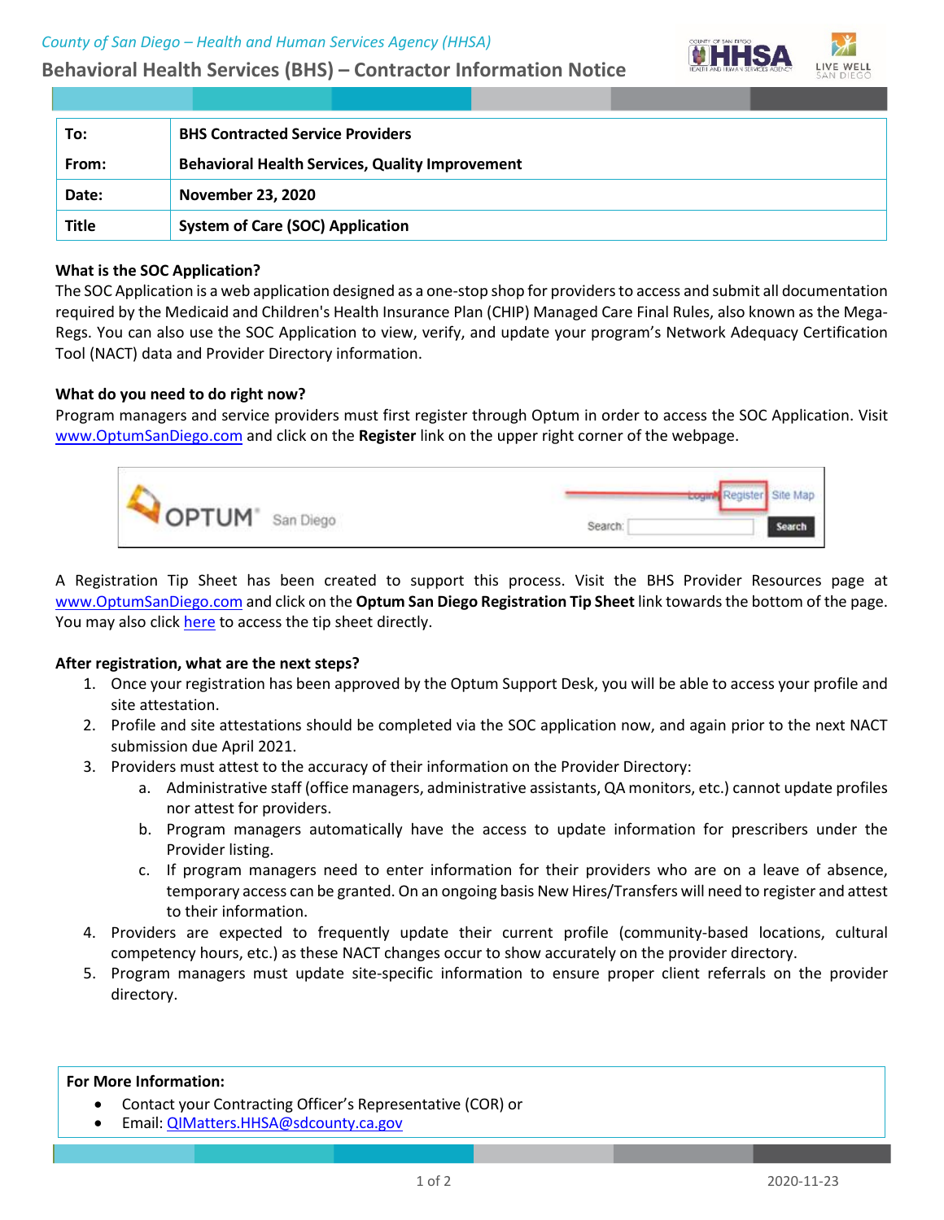*County of San Diego – Health and Human Services Agency (HHSA)*

**Behavioral Health Services (BHS) – Contractor Information Notice**

| | |
|---|---|
| **To:** | **BHS Contracted Service Providers** |
| **From:** | **Behavioral Health Services, Quality Improvement** |
| **Date:** | **November 23, 2020** |
| **Title** | **System of Care (SOC) Application** |

**What is the SOC Application?**

The SOC Application is a web application designed as a one-stop shop for providers to access and submit all documentation required by the Medicaid and Children's Health Insurance Plan (CHIP) Managed Care Final Rules, also known as the Mega-Regs. You can also use the SOC Application to view, verify, and update your program's Network Adequacy Certification Tool (NACT) data and Provider Directory information.

**What do you need to do right now?**

Program managers and service providers must first register through Optum in order to access the SOC Application. Visit www.OptumSanDiego.com and click on the **Register** link on the upper right corner of the webpage.

A Registration Tip Sheet has been created to support this process. Visit the BHS Provider Resources page at www.OptumSanDiego.com and click on the **Optum San Diego Registration Tip Sheet** link towards the bottom of the page. You may also click here to access the tip sheet directly.

**After registration, what are the next steps?**

1. Once your registration has been approved by the Optum Support Desk, you will be able to access your profile and site attestation.
2. Profile and site attestations should be completed via the SOC application now, and again prior to the next NACT submission due April 2021.
3. Providers must attest to the accuracy of their information on the Provider Directory:
   a. Administrative staff (office managers, administrative assistants, QA monitors, etc.) cannot update profiles nor attest for providers.
   b. Program managers automatically have the access to update information for prescribers under the Provider listing.
   c. If program managers need to enter information for their providers who are on a leave of absence, temporary access can be granted. On an ongoing basis New Hires/Transfers will need to register and attest to their information.
4. Providers are expected to frequently update their current profile (community-based locations, cultural competency hours, etc.) as these NACT changes occur to show accurately on the provider directory.
5. Program managers must update site-specific information to ensure proper client referrals on the provider directory.

**For More Information:**

- Contact your Contracting Officer's Representative (COR) or
- Email: QIMatters.HHSA@sdcounty.ca.gov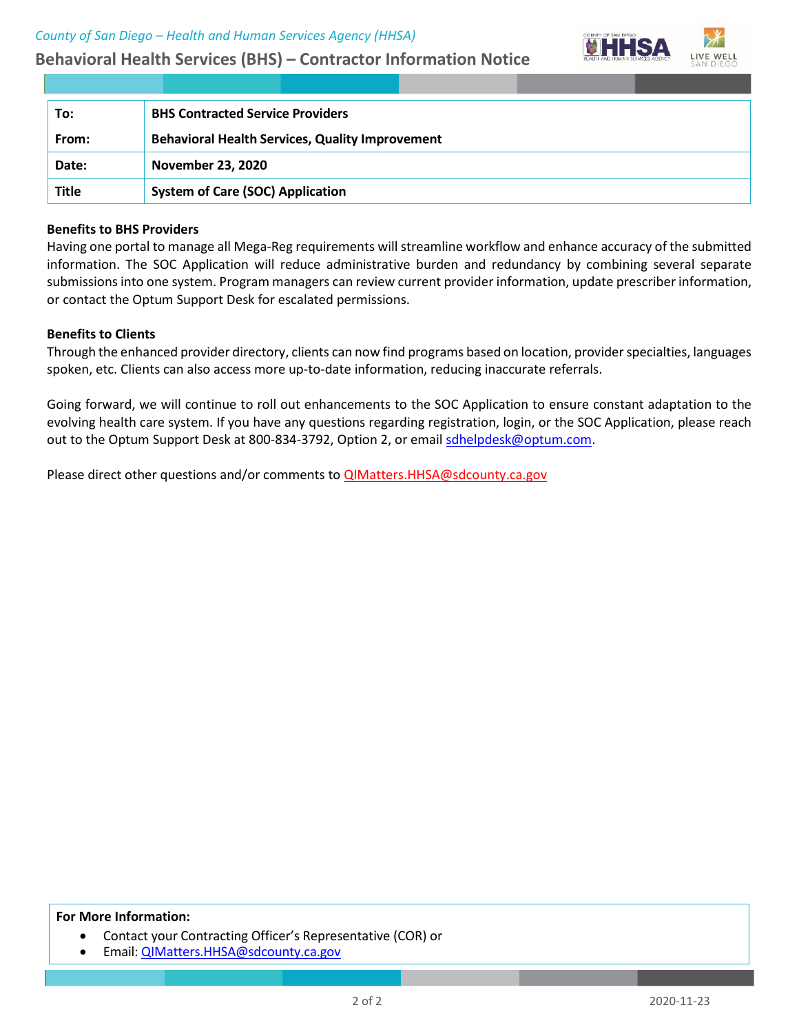*County of San Diego – Health and Human Services Agency (HHSA)*

**Behavioral Health Services (BHS) – Contractor Information Notice**

| | |
|---|---|
| **To:** | **BHS Contracted Service Providers** |
| **From:** | **Behavioral Health Services, Quality Improvement** |
| **Date:** | **November 23, 2020** |
| **Title** | **System of Care (SOC) Application** |

**Benefits to BHS Providers**

Having one portal to manage all Mega-Reg requirements will streamline workflow and enhance accuracy of the submitted information. The SOC Application will reduce administrative burden and redundancy by combining several separate submissions into one system. Program managers can review current provider information, update prescriber information, or contact the Optum Support Desk for escalated permissions.

**Benefits to Clients**

Through the enhanced provider directory, clients can now find programs based on location, provider specialties, languages spoken, etc. Clients can also access more up-to-date information, reducing inaccurate referrals.

Going forward, we will continue to roll out enhancements to the SOC Application to ensure constant adaptation to the evolving health care system. If you have any questions regarding registration, login, or the SOC Application, please reach out to the Optum Support Desk at 800-834-3792, Option 2, or email sdhelpdesk@optum.com.

Please direct other questions and/or comments to QIMatters.HHSA@sdcounty.ca.gov

**For More Information:**

- Contact your Contracting Officer's Representative (COR) or
- Email: QIMatters.HHSA@sdcounty.ca.gov